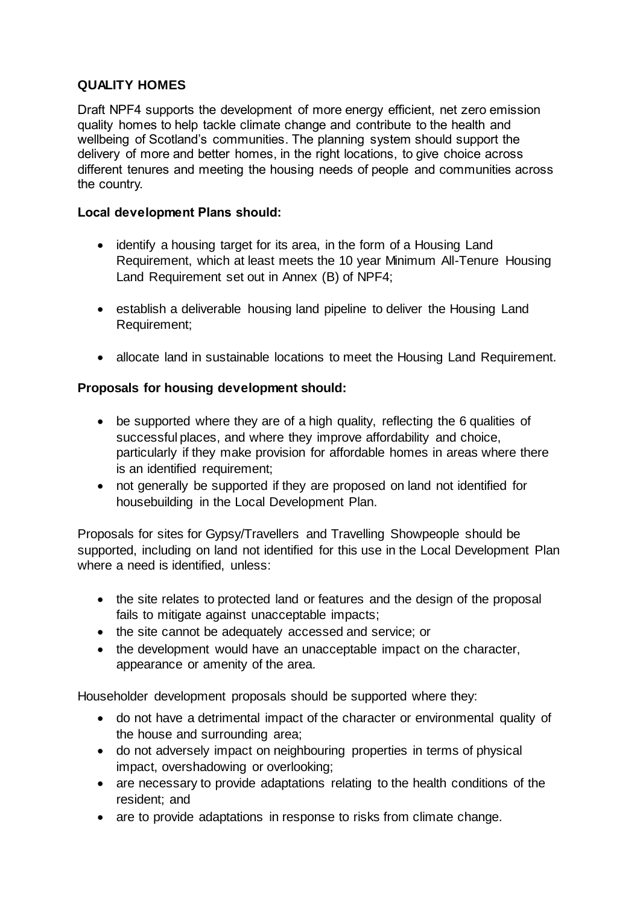## QUALITY HOMES

Draft NPF4 supports the development of more energy efficient, net zero emission quality homes to help tackle climate change and contribute to the health and wellbeing of Scotland's communities. The planning system should support the delivery of more and better homes, in the right locations, to give choice across different tenures and meeting the housing needs of people and communities across the country.

**Local development Plans should:**

- identify a housing target for its area, in the form of a Housing Land Requirement, which at least meets the 10 year Minimum All-Tenure Housing Land Requirement set out in Annex (B) of NPF4;

- establish a deliverable housing land pipeline to deliver the Housing Land Requirement;

- allocate land in sustainable locations to meet the Housing Land Requirement.

**Proposals for housing development should:**

- be supported where they are of a high quality, reflecting the 6 qualities of successful places, and where they improve affordability and choice, particularly if they make provision for affordable homes in areas where there is an identified requirement;
- not generally be supported if they are proposed on land not identified for housebuilding in the Local Development Plan.

Proposals for sites for Gypsy/Travellers and Travelling Showpeople should be supported, including on land not identified for this use in the Local Development Plan where a need is identified, unless:

- the site relates to protected land or features and the design of the proposal fails to mitigate against unacceptable impacts;
- the site cannot be adequately accessed and service; or
- the development would have an unacceptable impact on the character, appearance or amenity of the area.

Householder development proposals should be supported where they:

- do not have a detrimental impact of the character or environmental quality of the house and surrounding area;
- do not adversely impact on neighbouring properties in terms of physical impact, overshadowing or overlooking;
- are necessary to provide adaptations relating to the health conditions of the resident; and
- are to provide adaptations in response to risks from climate change.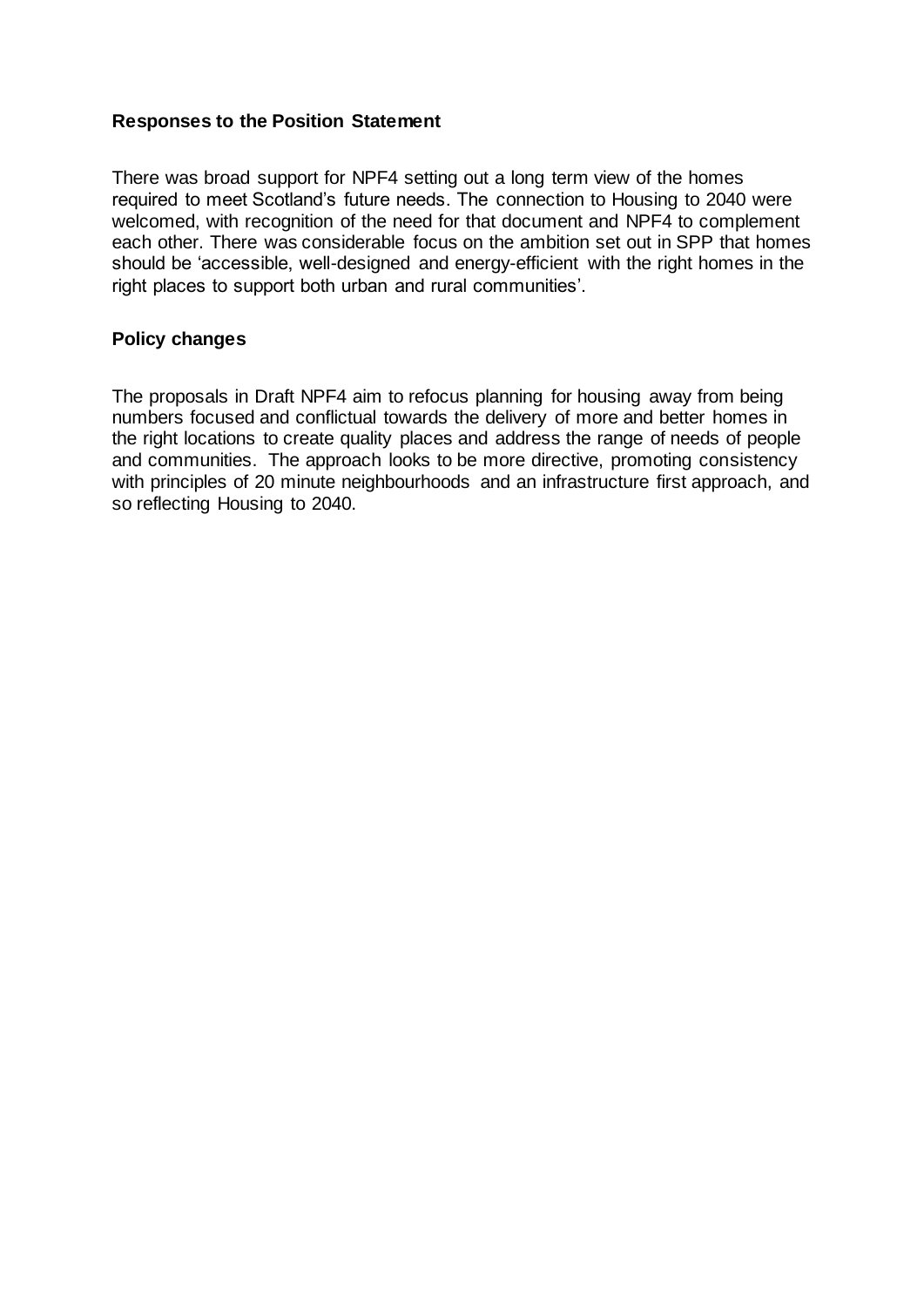**Responses to the Position Statement**

There was broad support for NPF4 setting out a long term view of the homes required to meet Scotland's future needs. The connection to Housing to 2040 were welcomed, with recognition of the need for that document and NPF4 to complement each other. There was considerable focus on the ambition set out in SPP that homes should be 'accessible, well-designed and energy-efficient with the right homes in the right places to support both urban and rural communities'.

**Policy changes**

The proposals in Draft NPF4 aim to refocus planning for housing away from being numbers focused and conflictual towards the delivery of more and better homes in the right locations to create quality places and address the range of needs of people and communities. The approach looks to be more directive, promoting consistency with principles of 20 minute neighbourhoods and an infrastructure first approach, and so reflecting Housing to 2040.